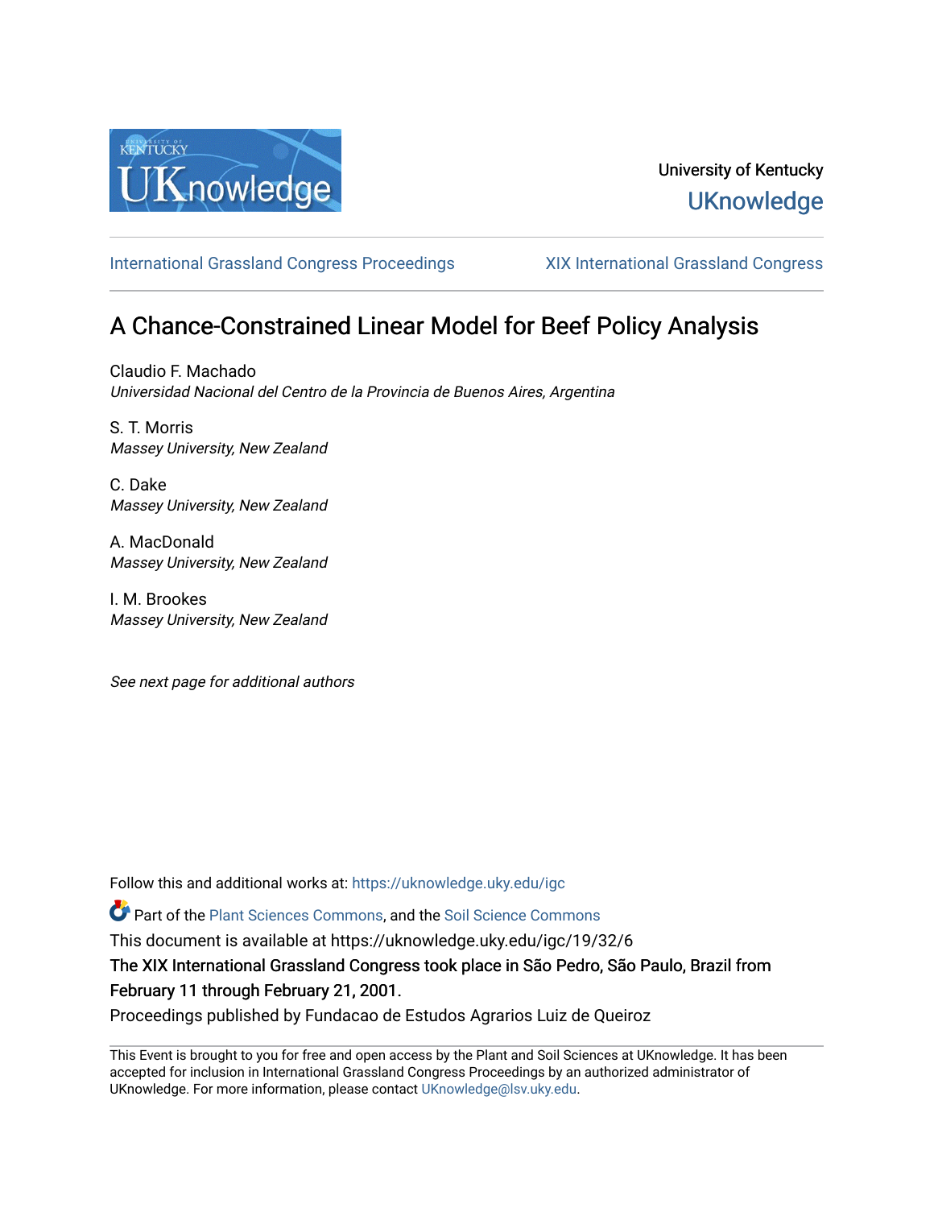University of Kentucky
UKnowledge

International Grassland Congress Proceedings | XIX International Grassland Congress

# A Chance-Constrained Linear Model for Beef Policy Analysis

Claudio F. Machado
*Universidad Nacional del Centro de la Provincia de Buenos Aires, Argentina*

S. T. Morris
*Massey University, New Zealand*

C. Dake
*Massey University, New Zealand*

A. MacDonald
*Massey University, New Zealand*

I. M. Brookes
*Massey University, New Zealand*

*See next page for additional authors*

Follow this and additional works at: https://uknowledge.uky.edu/igc

Part of the Plant Sciences Commons, and the Soil Science Commons

This document is available at https://uknowledge.uky.edu/igc/19/32/6

The XIX International Grassland Congress took place in São Pedro, São Paulo, Brazil from February 11 through February 21, 2001.

Proceedings published by Fundacao de Estudos Agrarios Luiz de Queiroz

This Event is brought to you for free and open access by the Plant and Soil Sciences at UKnowledge. It has been accepted for inclusion in International Grassland Congress Proceedings by an authorized administrator of UKnowledge. For more information, please contact UKnowledge@lsv.uky.edu.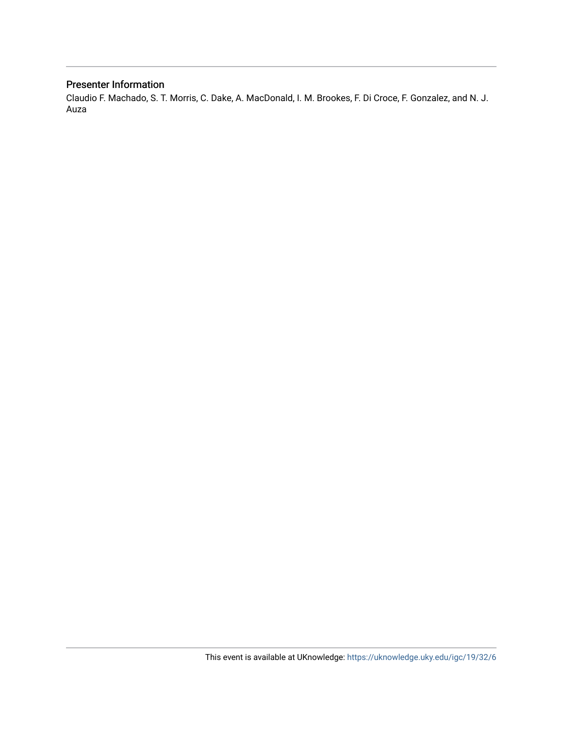## Presenter Information

Claudio F. Machado, S. T. Morris, C. Dake, A. MacDonald, I. M. Brookes, F. Di Croce, F. Gonzalez, and N. J. Auza

This event is available at UKnowledge: https://uknowledge.uky.edu/igc/19/32/6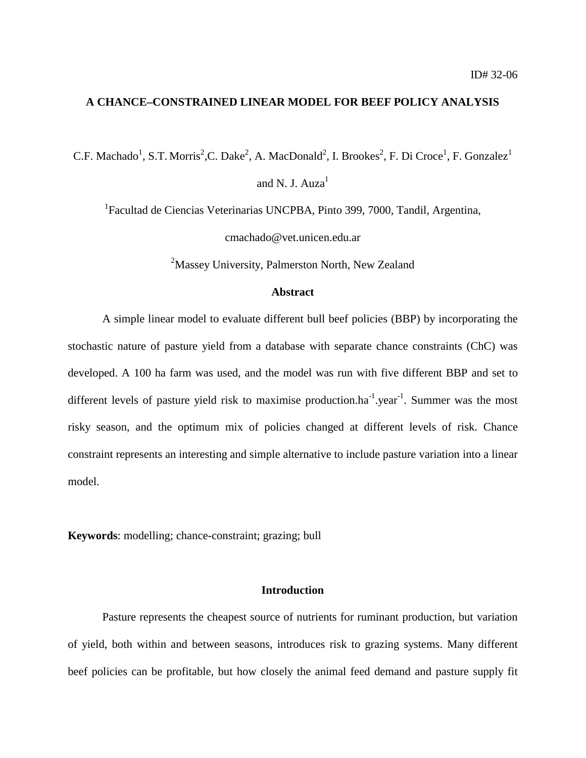ID# 32-06

# A CHANCE–CONSTRAINED LINEAR MODEL FOR BEEF POLICY ANALYSIS

C.F. Machado[1], S.T. Morris[2], C. Dake[2], A. MacDonald[2], I. Brookes[2], F. Di Croce[1], F. Gonzalez[1] and N. J. Auza[1]

[1]Facultad de Ciencias Veterinarias UNCPBA, Pinto 399, 7000, Tandil, Argentina, cmachado@vet.unicen.edu.ar

[2]Massey University, Palmerston North, New Zealand

## Abstract

A simple linear model to evaluate different bull beef policies (BBP) by incorporating the stochastic nature of pasture yield from a database with separate chance constraints (ChC) was developed. A 100 ha farm was used, and the model was run with five different BBP and set to different levels of pasture yield risk to maximise production.ha$^{-1}$.year$^{-1}$. Summer was the most risky season, and the optimum mix of policies changed at different levels of risk. Chance constraint represents an interesting and simple alternative to include pasture variation into a linear model.

**Keywords**: modelling; chance-constraint; grazing; bull

## Introduction

Pasture represents the cheapest source of nutrients for ruminant production, but variation of yield, both within and between seasons, introduces risk to grazing systems. Many different beef policies can be profitable, but how closely the animal feed demand and pasture supply fit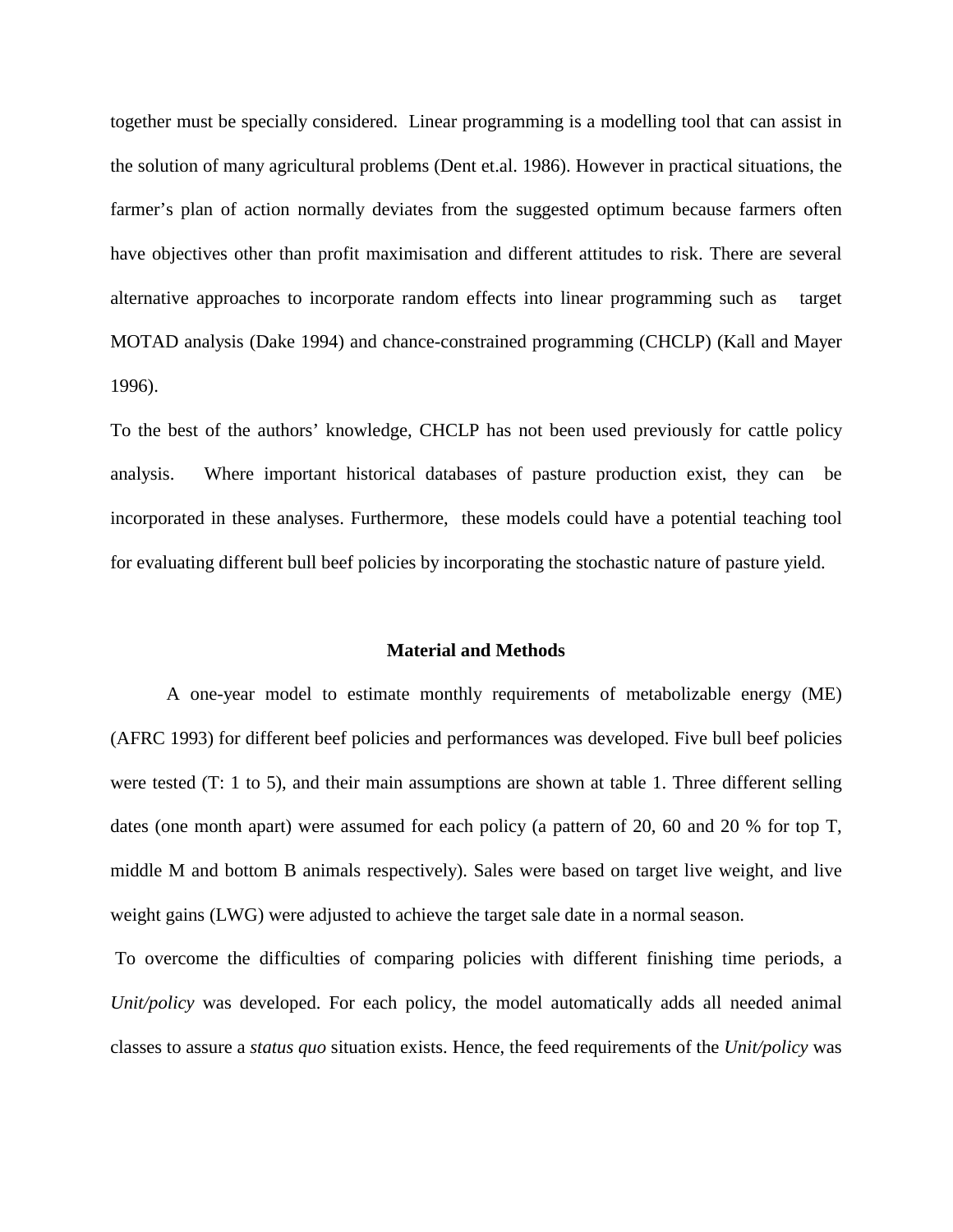together must be specially considered. Linear programming is a modelling tool that can assist in the solution of many agricultural problems (Dent et.al. 1986). However in practical situations, the farmer's plan of action normally deviates from the suggested optimum because farmers often have objectives other than profit maximisation and different attitudes to risk. There are several alternative approaches to incorporate random effects into linear programming such as target MOTAD analysis (Dake 1994) and chance-constrained programming (CHCLP) (Kall and Mayer 1996).

To the best of the authors' knowledge, CHCLP has not been used previously for cattle policy analysis. Where important historical databases of pasture production exist, they can be incorporated in these analyses. Furthermore, these models could have a potential teaching tool for evaluating different bull beef policies by incorporating the stochastic nature of pasture yield.

## Material and Methods

A one-year model to estimate monthly requirements of metabolizable energy (ME) (AFRC 1993) for different beef policies and performances was developed. Five bull beef policies were tested (T: 1 to 5), and their main assumptions are shown at table 1. Three different selling dates (one month apart) were assumed for each policy (a pattern of 20, 60 and 20 % for top T, middle M and bottom B animals respectively). Sales were based on target live weight, and live weight gains (LWG) were adjusted to achieve the target sale date in a normal season.

To overcome the difficulties of comparing policies with different finishing time periods, a *Unit/policy* was developed. For each policy, the model automatically adds all needed animal classes to assure a *status quo* situation exists. Hence, the feed requirements of the *Unit/policy* was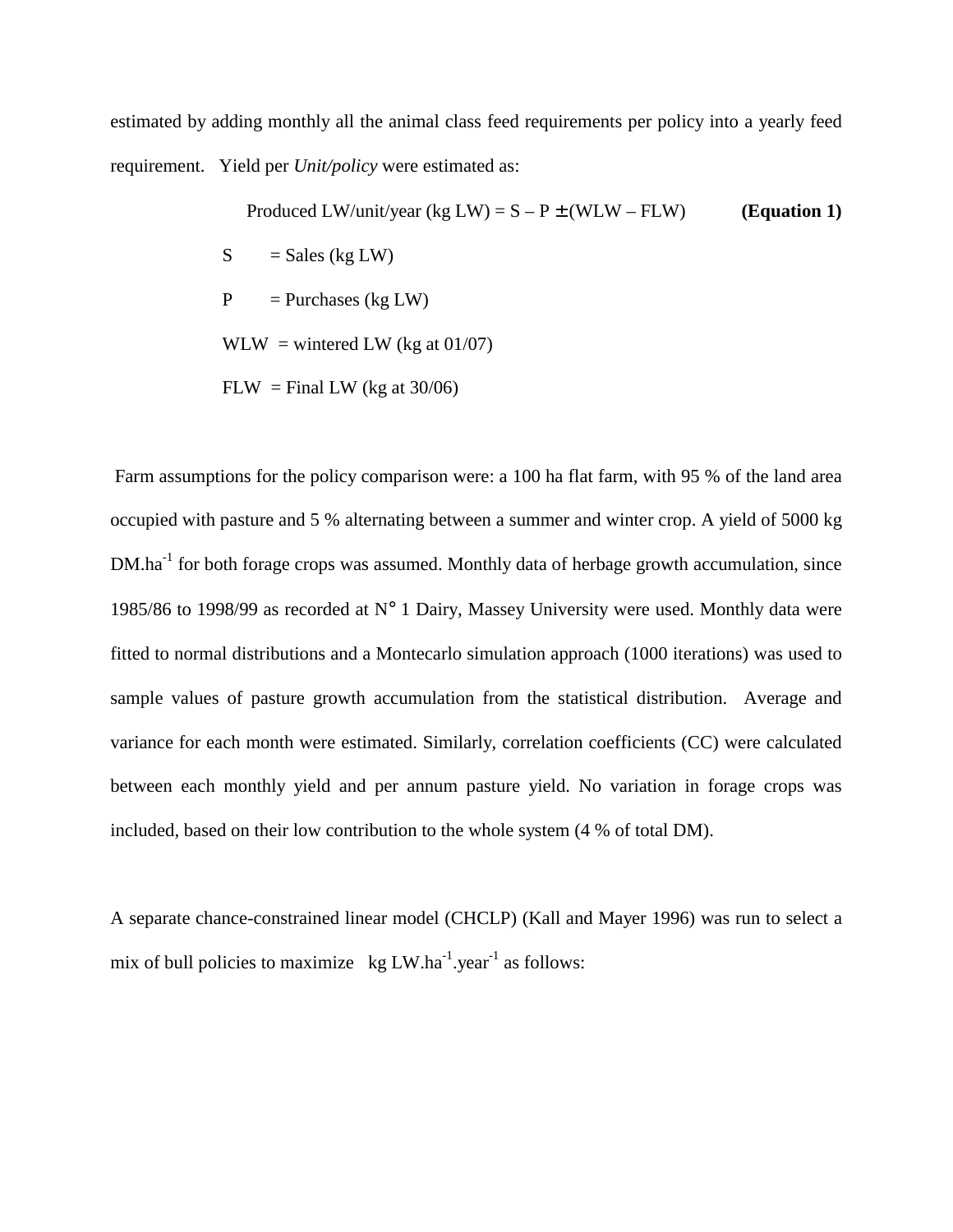estimated by adding monthly all the animal class feed requirements per policy into a yearly feed requirement. Yield per *Unit/policy* were estimated as:

$$\text{Produced LW/unit/year (kg LW)} = S - P \pm (WLW - FLW) \qquad \textbf{(Equation 1)}$$

S = Sales (kg LW)

P = Purchases (kg LW)

WLW = wintered LW (kg at 01/07)

FLW = Final LW (kg at 30/06)

Farm assumptions for the policy comparison were: a 100 ha flat farm, with 95 % of the land area occupied with pasture and 5 % alternating between a summer and winter crop. A yield of 5000 kg DM.ha$^{-1}$ for both forage crops was assumed. Monthly data of herbage growth accumulation, since 1985/86 to 1998/99 as recorded at N° 1 Dairy, Massey University were used. Monthly data were fitted to normal distributions and a Montecarlo simulation approach (1000 iterations) was used to sample values of pasture growth accumulation from the statistical distribution. Average and variance for each month were estimated. Similarly, correlation coefficients (CC) were calculated between each monthly yield and per annum pasture yield. No variation in forage crops was included, based on their low contribution to the whole system (4 % of total DM).

A separate chance-constrained linear model (CHCLP) (Kall and Mayer 1996) was run to select a mix of bull policies to maximize kg LW.ha$^{-1}$.year$^{-1}$ as follows: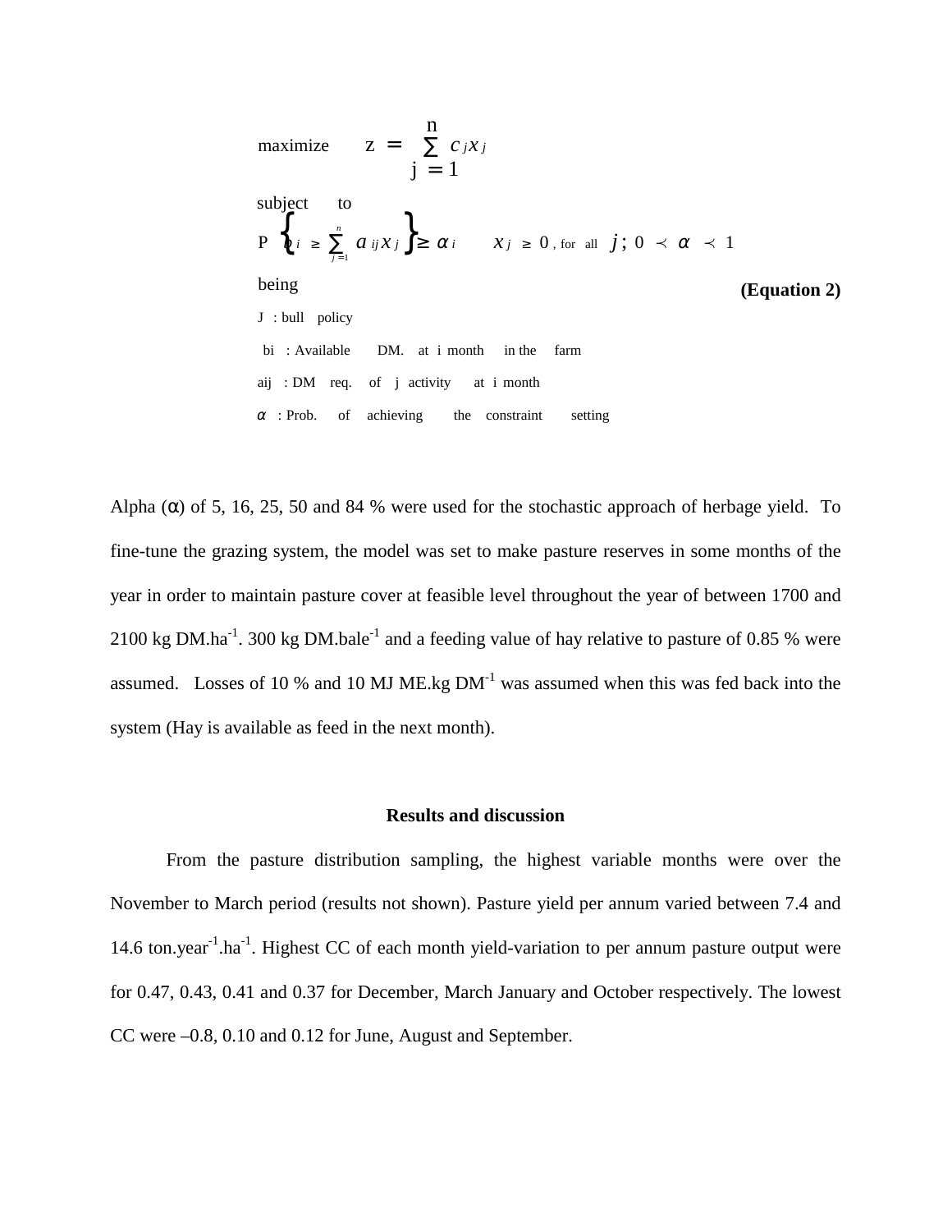$$\text{maximize} \quad z = \sum_{j=1}^{n} c_j x_j$$

subject to

$$P\left\{ b_i \geq \sum_{j=1}^{n} a_{ij} x_j \right\} \geq \alpha_i \qquad x_j \geq 0 \text{, for all } j\,;\; 0 \prec \alpha \prec 1$$

being **(Equation 2)**

J : bull policy

bi : Available DM. at i month in the farm

aij : DM req. of j activity at i month

$\alpha$ : Prob. of achieving the constraint setting

Alpha (α) of 5, 16, 25, 50 and 84 % were used for the stochastic approach of herbage yield. To fine-tune the grazing system, the model was set to make pasture reserves in some months of the year in order to maintain pasture cover at feasible level throughout the year of between 1700 and 2100 kg DM.ha$^{-1}$. 300 kg DM.bale$^{-1}$ and a feeding value of hay relative to pasture of 0.85 % were assumed. Losses of 10 % and 10 MJ ME.kg DM$^{-1}$ was assumed when this was fed back into the system (Hay is available as feed in the next month).

## Results and discussion

From the pasture distribution sampling, the highest variable months were over the November to March period (results not shown). Pasture yield per annum varied between 7.4 and 14.6 ton.year$^{-1}$.ha$^{-1}$. Highest CC of each month yield-variation to per annum pasture output were for 0.47, 0.43, 0.41 and 0.37 for December, March January and October respectively. The lowest CC were –0.8, 0.10 and 0.12 for June, August and September.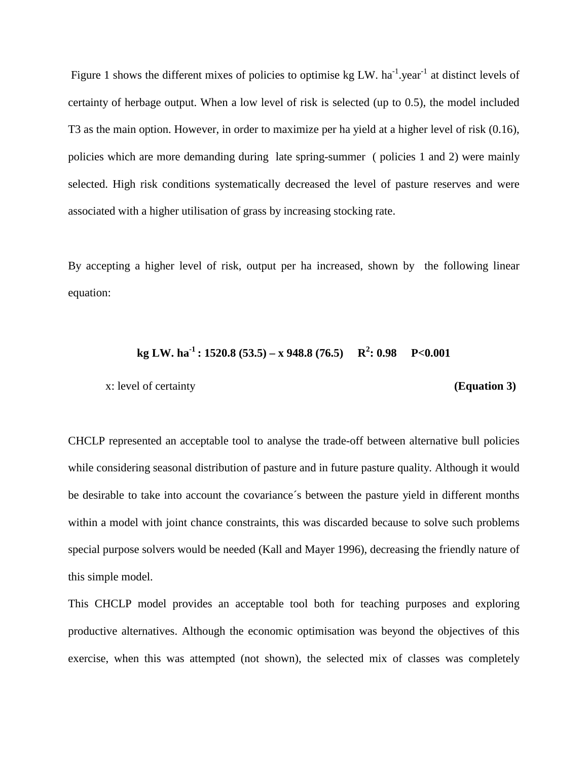Figure 1 shows the different mixes of policies to optimise kg LW. $ha^{-1}.year^{-1}$ at distinct levels of certainty of herbage output. When a low level of risk is selected (up to 0.5), the model included T3 as the main option. However, in order to maximize per ha yield at a higher level of risk (0.16), policies which are more demanding during late spring-summer ( policies 1 and 2) were mainly selected. High risk conditions systematically decreased the level of pasture reserves and were associated with a higher utilisation of grass by increasing stocking rate.

By accepting a higher level of risk, output per ha increased, shown by the following linear equation:

$$\textbf{kg LW. ha}^{-1}\textbf{: 1520.8 (53.5) – x 948.8 (76.5)} \quad \mathbf{R^2: 0.98} \quad \mathbf{P<0.001}$$

x: level of certainty **(Equation 3)**

CHCLP represented an acceptable tool to analyse the trade-off between alternative bull policies while considering seasonal distribution of pasture and in future pasture quality. Although it would be desirable to take into account the covariance´s between the pasture yield in different months within a model with joint chance constraints, this was discarded because to solve such problems special purpose solvers would be needed (Kall and Mayer 1996), decreasing the friendly nature of this simple model.

This CHCLP model provides an acceptable tool both for teaching purposes and exploring productive alternatives. Although the economic optimisation was beyond the objectives of this exercise, when this was attempted (not shown), the selected mix of classes was completely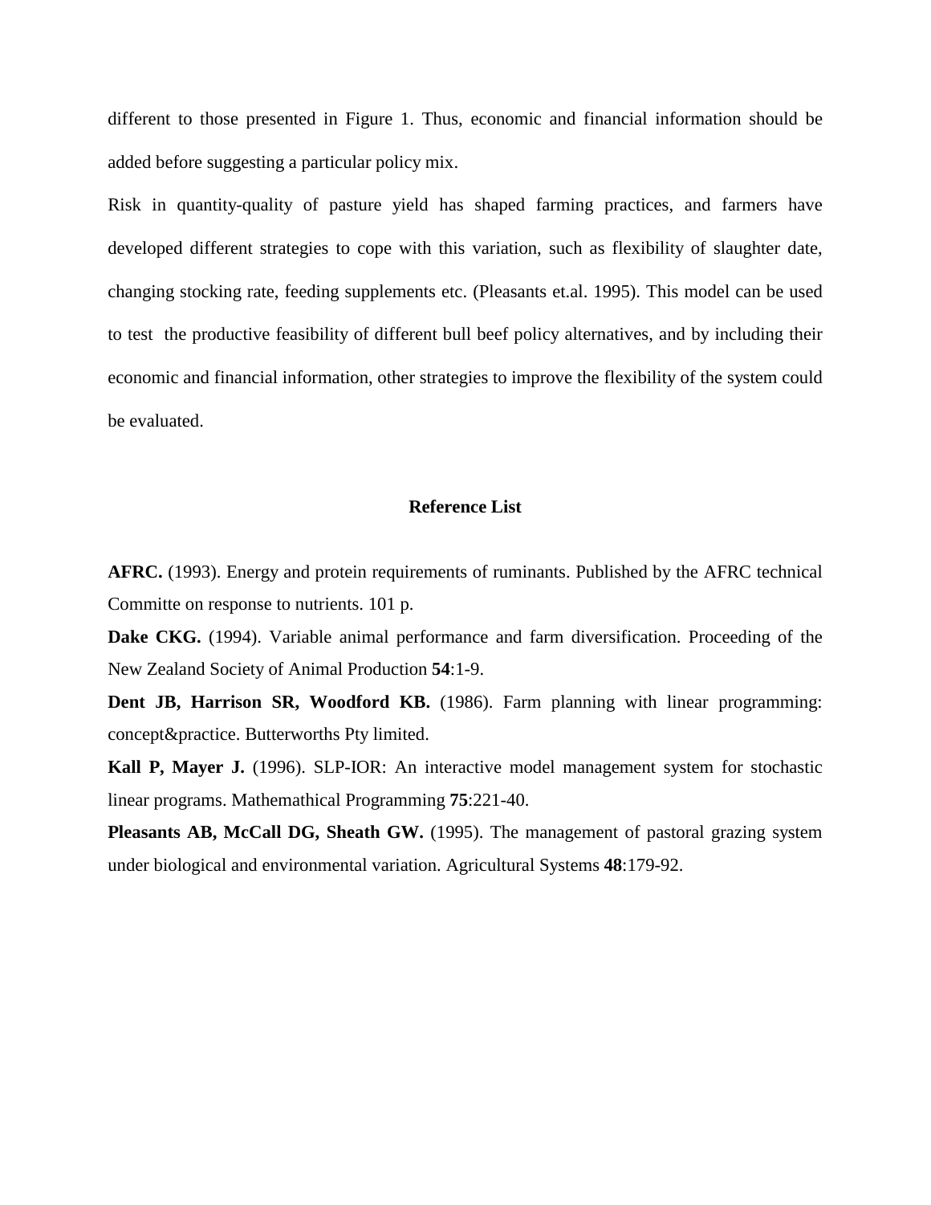different to those presented in Figure 1. Thus, economic and financial information should be added before suggesting a particular policy mix.

Risk in quantity-quality of pasture yield has shaped farming practices, and farmers have developed different strategies to cope with this variation, such as flexibility of slaughter date, changing stocking rate, feeding supplements etc. (Pleasants et.al. 1995). This model can be used to test the productive feasibility of different bull beef policy alternatives, and by including their economic and financial information, other strategies to improve the flexibility of the system could be evaluated.

## Reference List

**AFRC.** (1993). Energy and protein requirements of ruminants. Published by the AFRC technical Committe on response to nutrients. 101 p.

**Dake CKG.** (1994). Variable animal performance and farm diversification. Proceeding of the New Zealand Society of Animal Production **54**:1-9.

**Dent JB, Harrison SR, Woodford KB.** (1986). Farm planning with linear programming: concept&practice. Butterworths Pty limited.

**Kall P, Mayer J.** (1996). SLP-IOR: An interactive model management system for stochastic linear programs. Mathemathical Programming **75**:221-40.

**Pleasants AB, McCall DG, Sheath GW.** (1995). The management of pastoral grazing system under biological and environmental variation. Agricultural Systems **48**:179-92.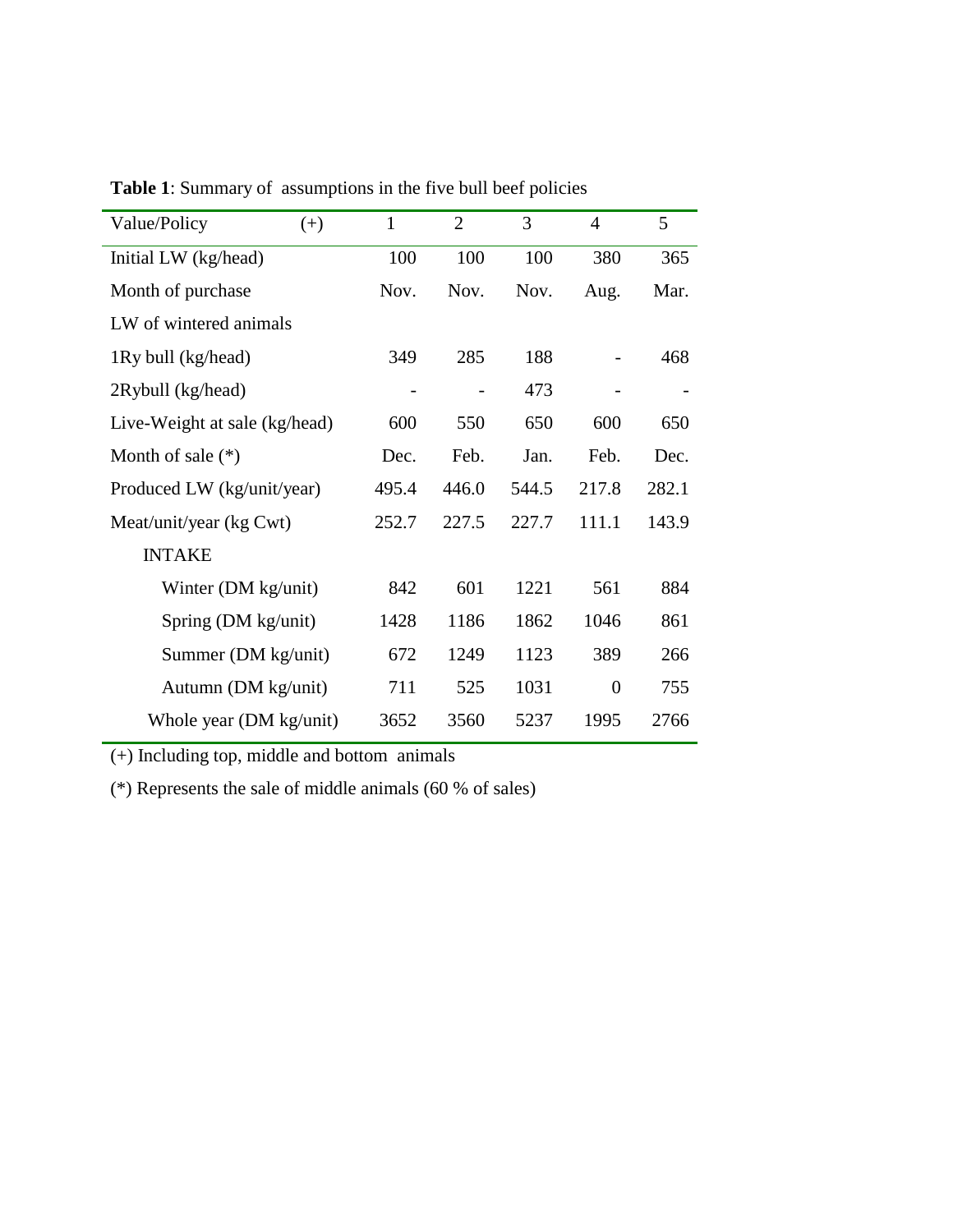**Table 1**: Summary of assumptions in the five bull beef policies

| Value/Policy (+) | 1 | 2 | 3 | 4 | 5 |
|---|---|---|---|---|---|
| Initial LW (kg/head) | 100 | 100 | 100 | 380 | 365 |
| Month of purchase | Nov. | Nov. | Nov. | Aug. | Mar. |
| LW of wintered animals | | | | | |
| 1Ry bull (kg/head) | 349 | 285 | 188 | - | 468 |
| 2Rybull (kg/head) | - | - | 473 | - | - |
| Live-Weight at sale (kg/head) | 600 | 550 | 650 | 600 | 650 |
| Month of sale (*) | Dec. | Feb. | Jan. | Feb. | Dec. |
| Produced LW (kg/unit/year) | 495.4 | 446.0 | 544.5 | 217.8 | 282.1 |
| Meat/unit/year (kg Cwt) | 252.7 | 227.5 | 227.7 | 111.1 | 143.9 |
| INTAKE | | | | | |
| Winter (DM kg/unit) | 842 | 601 | 1221 | 561 | 884 |
| Spring (DM kg/unit) | 1428 | 1186 | 1862 | 1046 | 861 |
| Summer (DM kg/unit) | 672 | 1249 | 1123 | 389 | 266 |
| Autumn (DM kg/unit) | 711 | 525 | 1031 | 0 | 755 |
| Whole year (DM kg/unit) | 3652 | 3560 | 5237 | 1995 | 2766 |

(+) Including top, middle and bottom animals

(*) Represents the sale of middle animals (60 % of sales)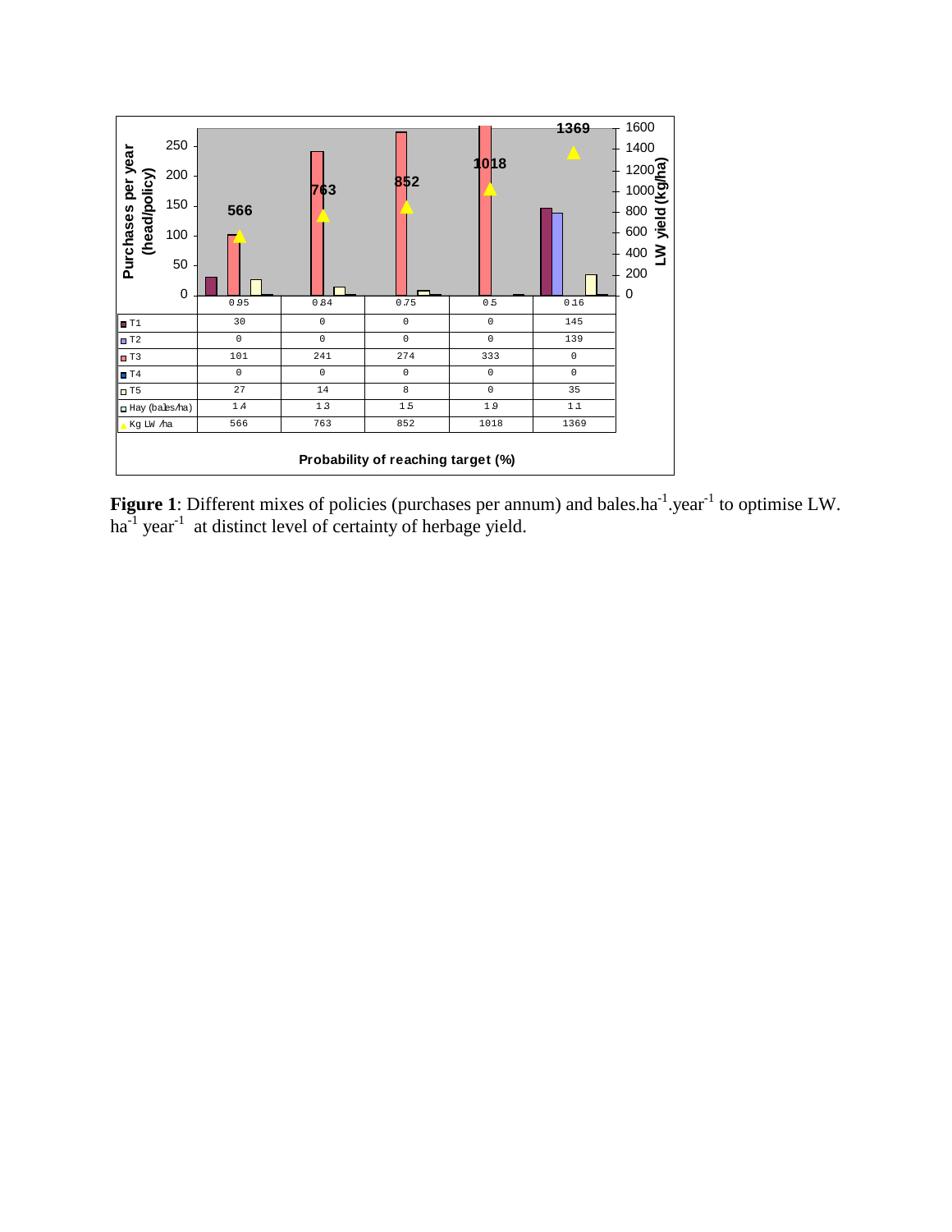Purchases per year (head/policy)

250
200
150
100
50
0

LW yield (kg/ha)

1600
1400
1200
1000
800
600
400
200
0

566
763
852
1018
1369

| | 0.95 | 0.84 | 0.75 | 0.5 | 0.16 |
|---|---|---|---|---|---|
| T1 | 30 | 0 | 0 | 0 | 145 |
| T2 | 0 | 0 | 0 | 0 | 139 |
| T3 | 101 | 241 | 274 | 333 | 0 |
| T4 | 0 | 0 | 0 | 0 | 0 |
| T5 | 27 | 14 | 8 | 0 | 35 |
| Hay (bales/ha) | 1.4 | 1.3 | 1.5 | 1.9 | 1.1 |
| Kg LW /ha | 566 | 763 | 852 | 1018 | 1369 |

Probability of reaching target (%)

**Figure 1**: Different mixes of policies (purchases per annum) and bales.ha$^{-1}$.year$^{-1}$ to optimise LW. ha$^{-1}$ year$^{-1}$ at distinct level of certainty of herbage yield.